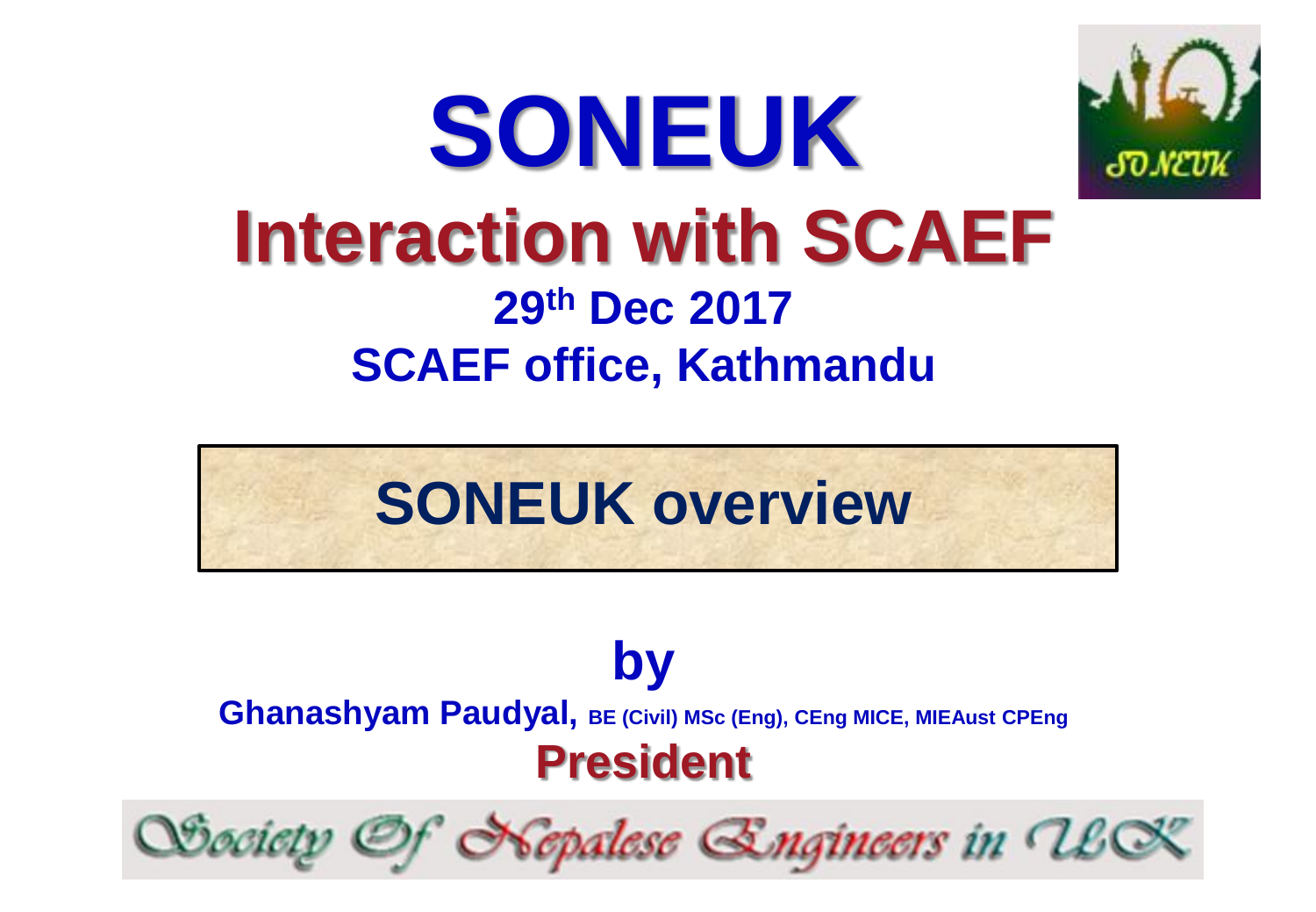# SONEUK

## Interaction with SCAEF

**29th Dec 2017**

**SCAEF office, Kathmandu**

## SONEUK overview

**by**

**Ghanashyam Paudyal,** BE (Civil) MSc (Eng), CEng MICE, MIEAust CPEng

**President**

Society Of Nepalese Engineers in UK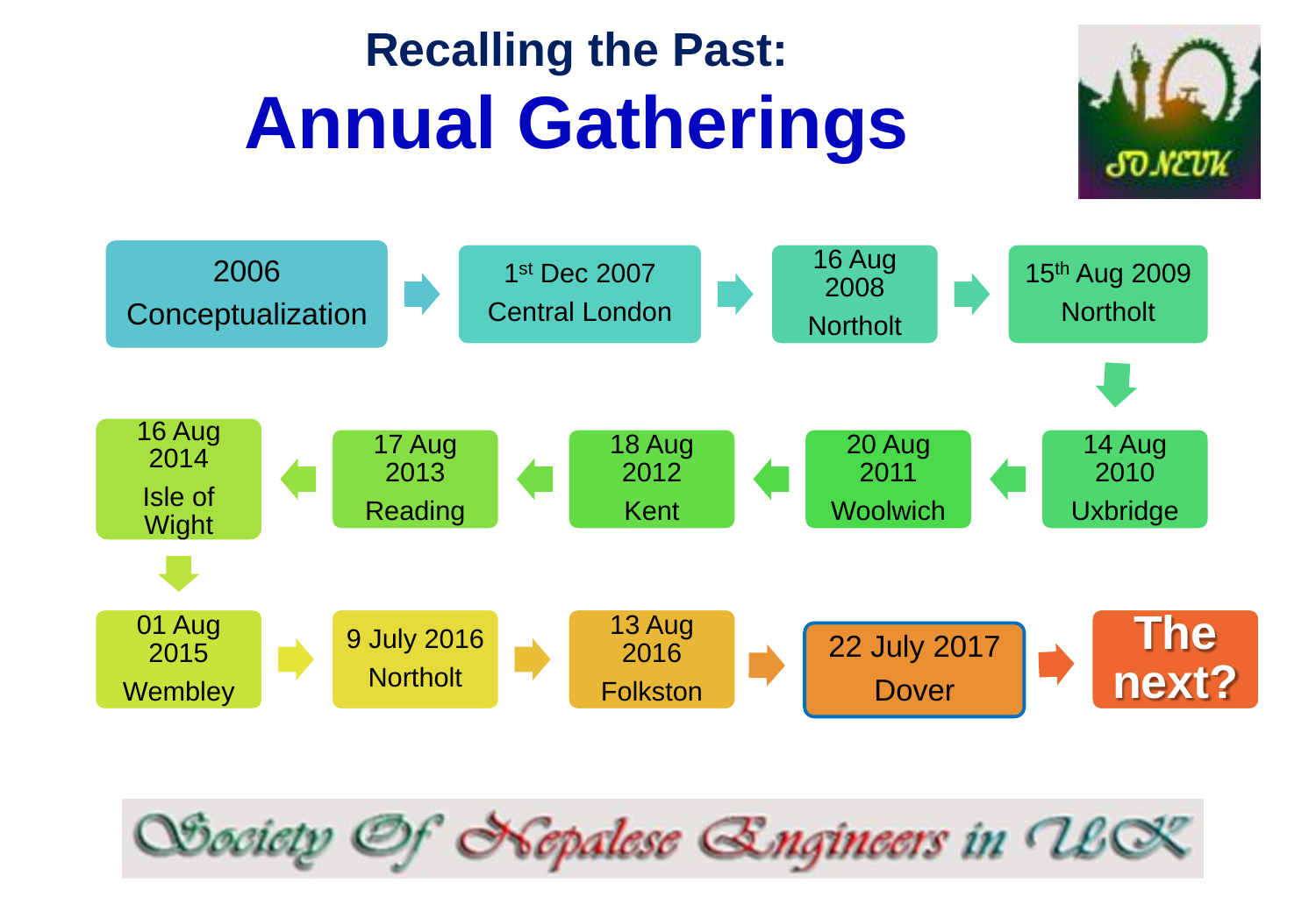### Recalling the Past:

# Annual Gatherings

- 2006 Conceptualization
- 1st Dec 2007 Central London
- 16 Aug 2008 Northolt
- 15th Aug 2009 Northolt
- 14 Aug 2010 Uxbridge
- 20 Aug 2011 Woolwich
- 18 Aug 2012 Kent
- 17 Aug 2013 Reading
- 16 Aug 2014 Isle of Wight
- 01 Aug 2015 Wembley
- 9 July 2016 Northolt
- 13 Aug 2016 Folkston
- 22 July 2017 Dover
- **The next?**

SONEUK

Society Of Nepalese Engineers in UK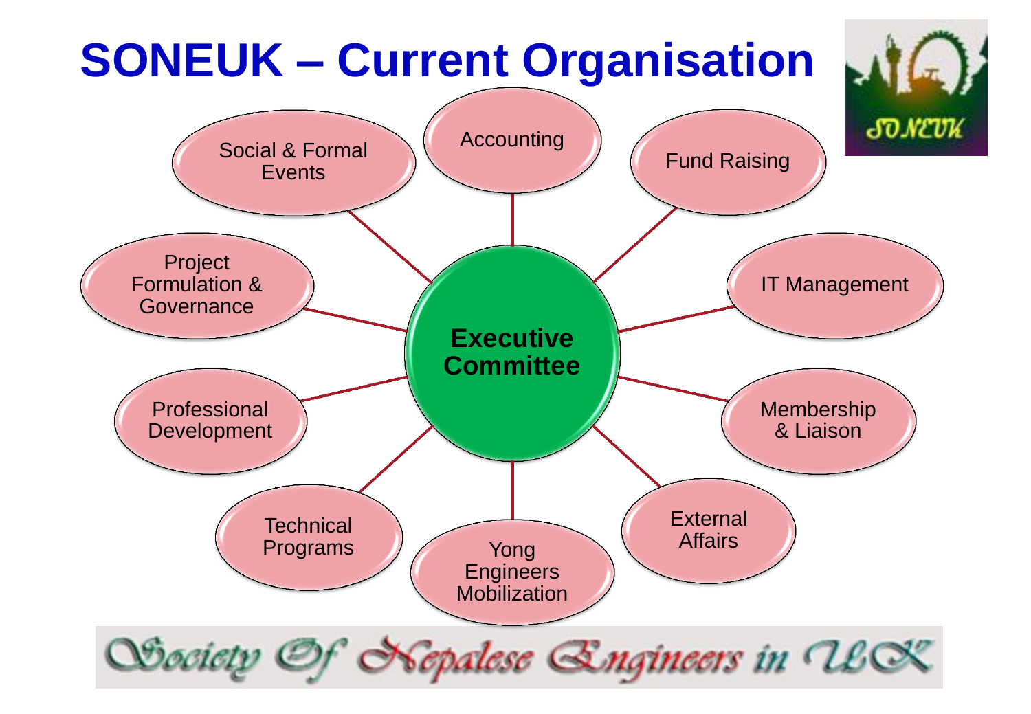# SONEUK – Current Organisation

**Executive Committee**

- Accounting
- Fund Raising
- IT Management
- Membership & Liaison
- External Affairs
- Yong Engineers Mobilization
- Technical Programs
- Professional Development
- Project Formulation & Governance
- Social & Formal Events

Society Of Nepalese Engineers in UK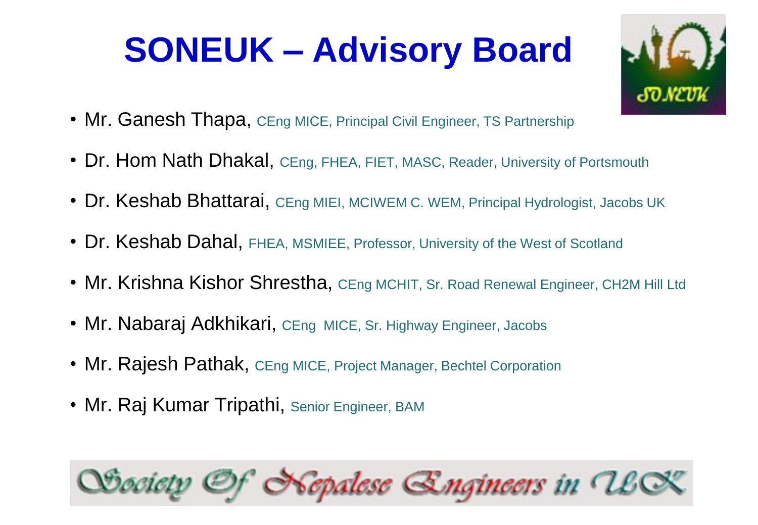# SONEUK – Advisory Board

- Mr. Ganesh Thapa, CEng MICE, Principal Civil Engineer, TS Partnership
- Dr. Hom Nath Dhakal, CEng, FHEA, FIET, MASC, Reader, University of Portsmouth
- Dr. Keshab Bhattarai, CEng MIEI, MCIWEM C. WEM, Principal Hydrologist, Jacobs UK
- Dr. Keshab Dahal, FHEA, MSMIEE, Professor, University of the West of Scotland
- Mr. Krishna Kishor Shrestha, CEng MCHIT, Sr. Road Renewal Engineer, CH2M Hill Ltd
- Mr. Nabaraj Adkhikari, CEng MICE, Sr. Highway Engineer, Jacobs
- Mr. Rajesh Pathak, CEng MICE, Project Manager, Bechtel Corporation
- Mr. Raj Kumar Tripathi, Senior Engineer, BAM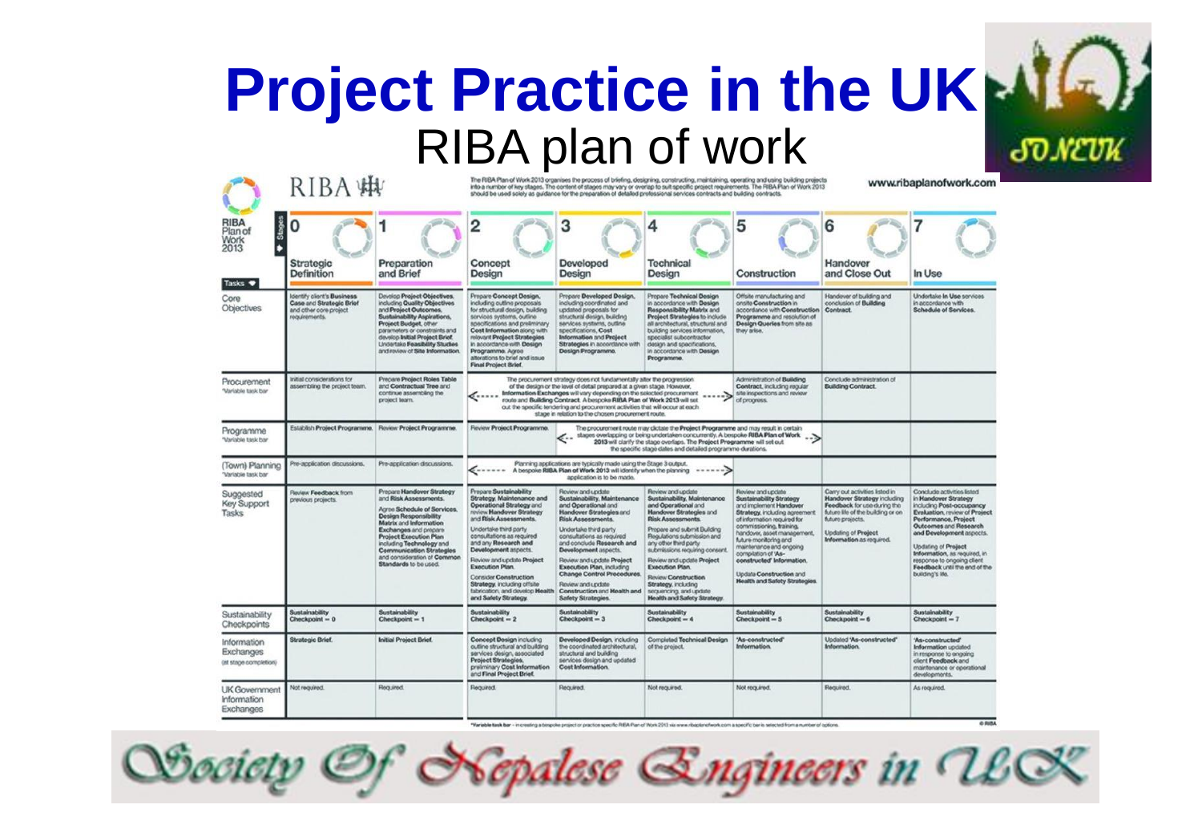# Project Practice in the UK

## RIBA plan of work

RIBA

The RIBA Plan of Work 2013 organises the process of briefing, designing, constructing, maintaining, operating and using building projects into a number of key stages. The content of stages may vary or overlap to suit specific project requirements. The RIBA Plan of Work 2013 should be used solely as guidance for the preparation of detailed professional services contracts and building contracts.

www.ribaplanofwork.com

| RIBA Plan of Work 2013 — Stages / Tasks | 0 Strategic Definition | 1 Preparation and Brief | 2 Concept Design | 3 Developed Design | 4 Technical Design | 5 Construction | 6 Handover and Close Out | 7 In Use |
|---|---|---|---|---|---|---|---|---|
| Core Objectives | Identify client's Business Case and Strategic Brief and other core project requirements. | Develop Project Objectives, including Quality Objectives and Project Outcomes, Sustainability Aspirations, Project Budget, other parameters or constraints and develop Initial Project Brief. Undertake Feasibility Studies and review of Site Information. | Prepare Concept Design, including outline proposals for structural design, building services systems, outline specifications and preliminary Cost Information along with relevant Project Strategies in accordance with Design Programme. Agree alterations to brief and issue Final Project Brief. | Prepare Developed Design, including coordinated and updated proposals for structural design, building services systems, outline specifications, Cost Information and Project Strategies in accordance with Design Programme. | Prepare Technical Design in accordance with Design Responsibility Matrix and Project Strategies to include all architectural, structural and building services information, specialist subcontractor design and specifications, in accordance with Design Programme. | Offsite manufacturing and onsite Construction in accordance with Construction Programme and resolution of Design Queries from site as they arise. | Handover of building and conclusion of Building Contract. | Undertake In Use services in accordance with Schedule of Services. |
| Procurement *Variable task bar | Initial considerations for assembling the project team. | Prepare Project Roles Table and Contractual Tree and continue assembling the project team. | The procurement strategy does not fundamentally alter the progression of the design or the level of detail prepared at a given stage. However, Information Exchanges will vary depending on the selected procurement route and Building Contract. A bespoke RIBA Plan of Work 2013 will set out the specific tendering and procurement activities that will occur at each stage in relation to the chosen procurement route. | | | Administration of Building Contract, including regular site inspections and review of progress. | Conclude administration of Building Contract. | |
| Programme *Variable task bar | Establish Project Programme. | Review Project Programme. | Review Project Programme. | The procurement route may dictate the Project Programme and may result in certain stages overlapping or being undertaken concurrently. A bespoke RIBA Plan of Work 2013 will clarify the stage overlaps. The Project Programme will set out the specific stage dates and detailed programme durations. | | | | |
| (Town) Planning *Variable task bar | Pre-application discussions. | Pre-application discussions. | Planning applications are typically made using the Stage 3 output. A bespoke RIBA Plan of Work 2013 will identify when the planning application is to be made. | | | | | |
| Suggested Key Support Tasks | Review Feedback from previous projects. | Prepare Handover Strategy and Risk Assessments. Agree Schedule of Services, Design Responsibility Matrix and Information Exchanges and prepare Project Execution Plan including Technology and Communication Strategies and consideration of Common Standards to be used. | Prepare Sustainability Strategy, Maintenance and Operational Strategy and review Handover Strategy and Risk Assessments. Undertake third party consultations as required and any Research and Development aspects. Review and update Project Execution Plan. Consider Construction Strategy, including offsite fabrication, and develop Health and Safety Strategy. | Review and update Sustainability, Maintenance and Operational and Handover Strategies and Risk Assessments. Undertake third party consultations as required and conclude Research and Development aspects. Review and update Project Execution Plan, including Change Control Procedures. Review and update Construction and Health and Safety Strategies. | Review and update Sustainability, Maintenance and Operational and Handover Strategies and Risk Assessments. Prepare and submit Building Regulations submission and any other third party submissions requiring consent. Review and update Project Execution Plan. Review Construction Strategy, including sequencing, and update Health and Safety Strategy. | Review and update Sustainability Strategy and implement Handover Strategy, including agreement of information required for commissioning, training, handover, asset management, future monitoring and maintenance and ongoing compilation of 'As-constructed' Information. Update Construction and Health and Safety Strategies. | Carry out activities listed in Handover Strategy including Feedback for use during the future life of the building or on future projects. Updating of Project Information as required. | Conclude activities listed in Handover Strategy including Post-occupancy Evaluation, review of Project Performance, Project Outcomes and Research and Development aspects. Updating of Project Information, as required, in response to ongoing client Feedback until the end of the building's life. |
| Sustainability Checkpoints | Sustainability Checkpoint — 0 | Sustainability Checkpoint — 1 | Sustainability Checkpoint — 2 | Sustainability Checkpoint — 3 | Sustainability Checkpoint — 4 | Sustainability Checkpoint — 5 | Sustainability Checkpoint — 6 | Sustainability Checkpoint — 7 |
| Information Exchanges (at stage completion) | Strategic Brief. | Initial Project Brief. | Concept Design including outline structural and building services design, associated Project Strategies, preliminary Cost Information and Final Project Brief. | Developed Design, including the coordinated architectural, structural and building services design and updated Cost Information. | Completed Technical Design of the project. | 'As-constructed' Information. | Updated 'As-constructed' Information. | 'As-constructed' Information updated in response to ongoing client Feedback and maintenance or operational developments. |
| UK Government Information Exchanges | Not required. | Required. | Required. | Required. | Not required. | Not required. | Required. | As required. |

*Variable task bar – in creating a bespoke project or practice specific RIBA Plan of Work 2013 via www.ribaplanofwork.com a specific bar is selected from a number of options.

© RIBA

Society Of Nepalese Engineers in UK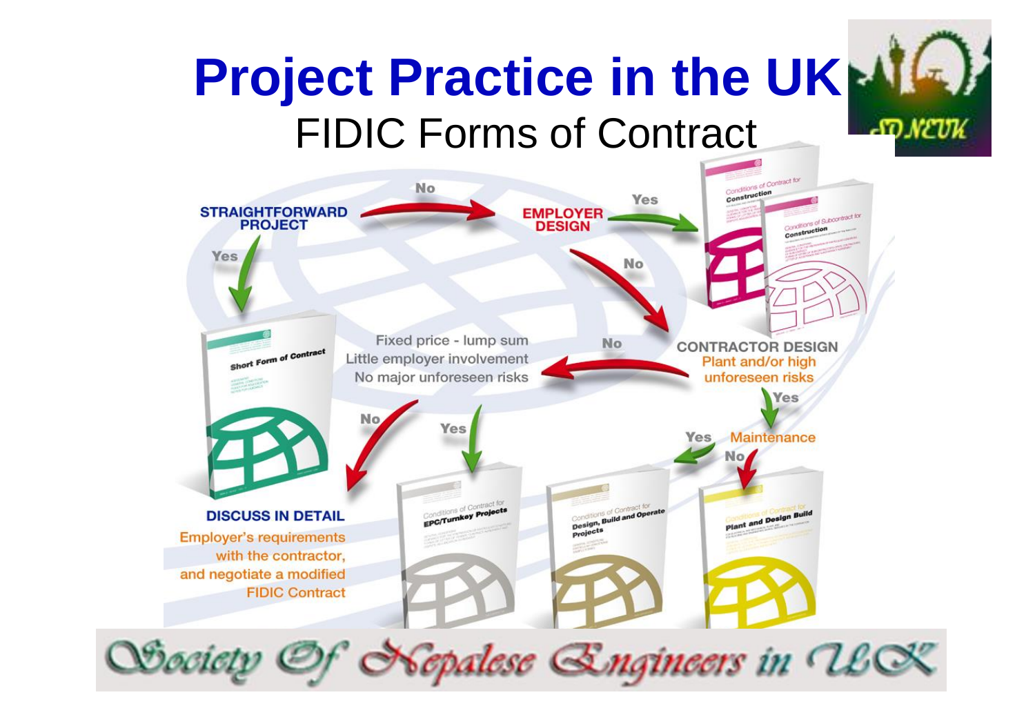# Project Practice in the UK

## FIDIC Forms of Contract

STRAIGHTFORWARD PROJECT

No → EMPLOYER DESIGN

Yes → Conditions of Contract for Construction; Conditions of Subcontract for Construction

No → CONTRACTOR DESIGN

Plant and/or high unforeseen risks

Yes (STRAIGHTFORWARD PROJECT) → Short Form of Contract

No (CONTRACTOR DESIGN) → Fixed price - lump sum
Little employer involvement
No major unforeseen risks

Yes → Conditions of Contract for EPC/Turnkey Projects

No → DISCUSS IN DETAIL

Employer's requirements with the contractor, and negotiate a modified FIDIC Contract

Yes (Plant and/or high unforeseen risks) → Maintenance

Yes → Conditions of Contract for Design, Build and Operate Projects

No → Conditions of Contract for Plant and Design Build

Society Of Nepalese Engineers in UK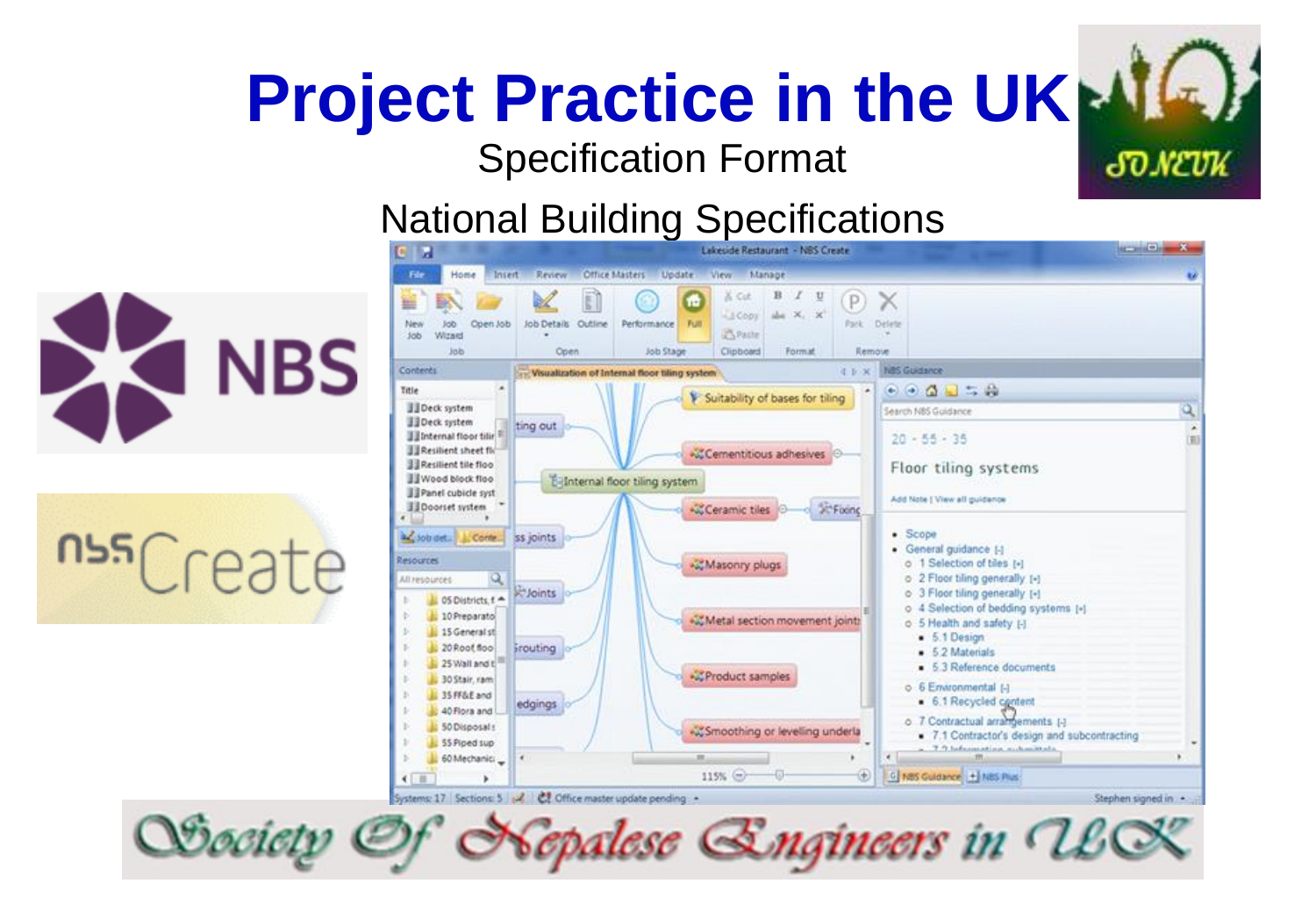# Project Practice in the UK

Specification Format

National Building Specifications

Society Of Nepalese Engineers in UK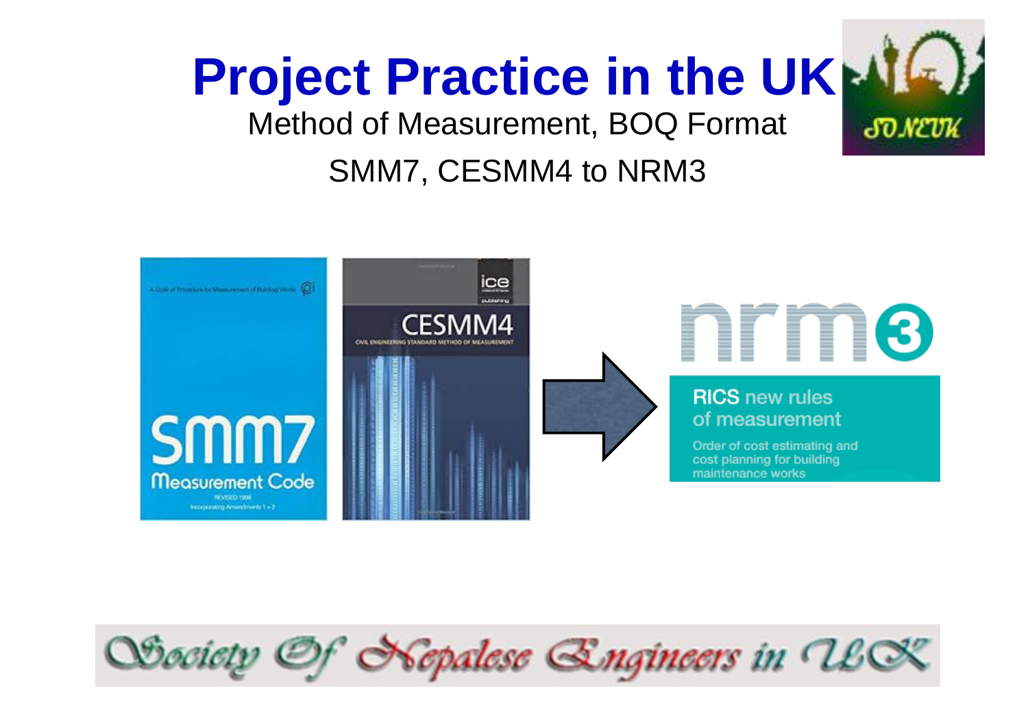# Project Practice in the UK

Method of Measurement, BOQ Format

SMM7, CESMM4 to NRM3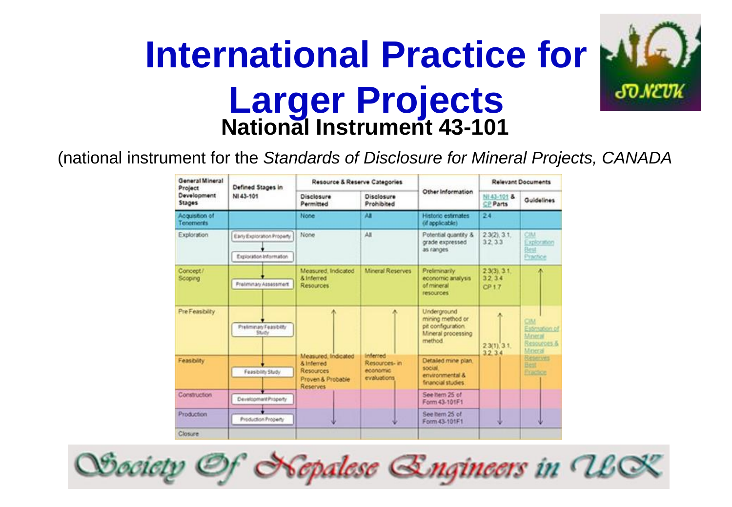# International Practice for Larger Projects

## National Instrument 43-101

(national instrument for the *Standards of Disclosure for Mineral Projects, CANADA*

| General Mineral Project Development Stages | Defined Stages in NI 43-101 | Resource & Reserve Categories | | Other Information | Relevant Documents | |
|---|---|---|---|---|---|---|
| | | Disclosure Permitted | Disclosure Prohibited | | NI 43-101 & CP Parts | Guidelines |
| Acquisition of Tenements | | None | All | Historic estimates (if applicable) | 2.4 | |
| Exploration | Early Exploration Property → Exploration Information | None | All | Potential quantity & grade expressed as ranges | 2.3(2), 3.1, 3.2, 3.3 | CIM Exploration Best Practice |
| Concept / Scoping | Preliminary Assessment | Measured, Indicated & Inferred Resources | Mineral Reserves | Preliminarily economic analysis of mineral resources | 2.3(3), 3.1, 3.2, 3.4 CP 1.7 | ↑ |
| Pre Feasibility | Preliminary Feasibility Study | ↑ | ↑ | Underground mining method or pit configuration. Mineral processing method | ↑ 2.3(1), 3.1, 3.2, 3.4 | CIM Estimation of Mineral Resources & Mineral Reserves Best Practice |
| Feasibility | Feasibility Study | Measured, Indicated & Inferred Resources Proven & Probable Reserves | Inferred Resources- in economic evaluations | Detailed mine plan, social, environmental & financial studies | | |
| Construction | Development Property | | | See Item 25 of Form 43-101F1 | | |
| Production | Production Property | ↓ | ↓ | See Item 25 of Form 43-101F1 | ↓ | ↓ |
| Closure | | | | | | |

Society Of Nepalese Engineers in UK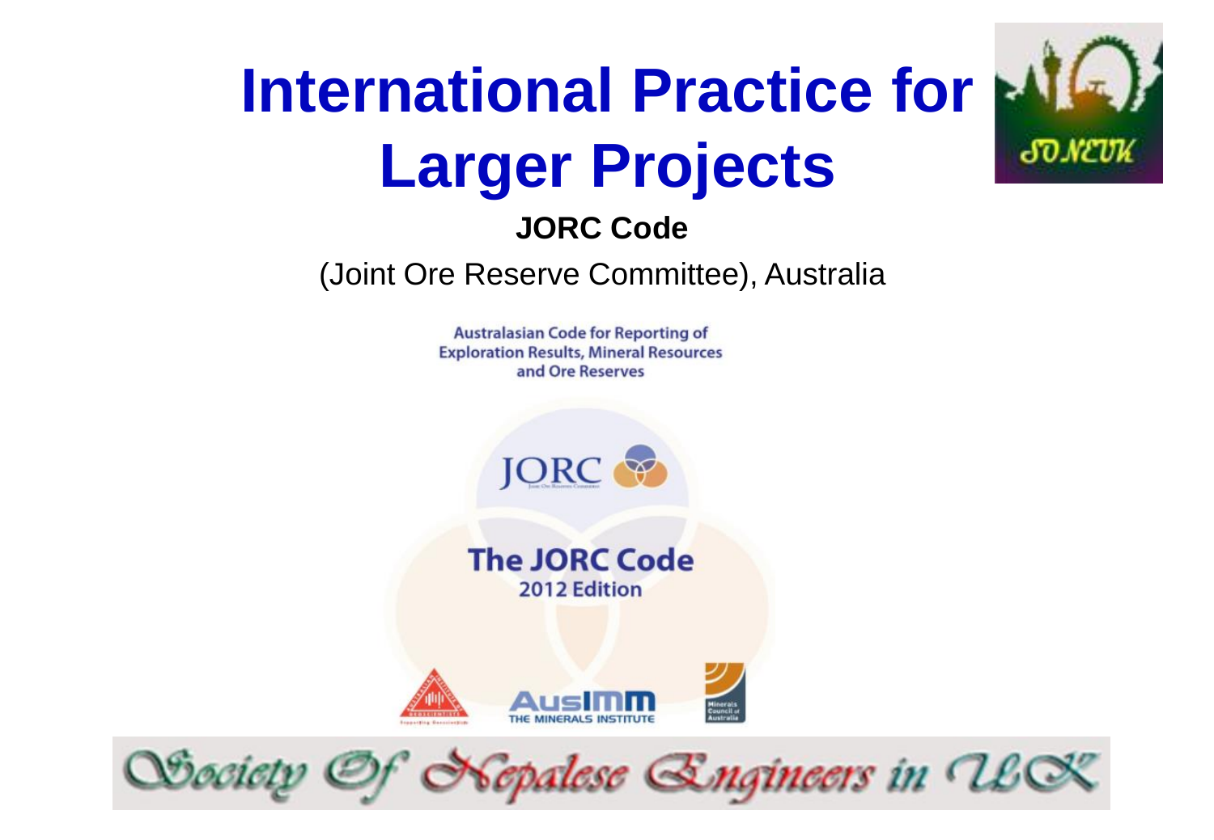# International Practice for Larger Projects

**JORC Code**

(Joint Ore Reserve Committee), Australia

Australasian Code for Reporting of Exploration Results, Mineral Resources and Ore Reserves

JORC

The JORC Code
2012 Edition

AusIMM
THE MINERALS INSTITUTE

Minerals Council of Australia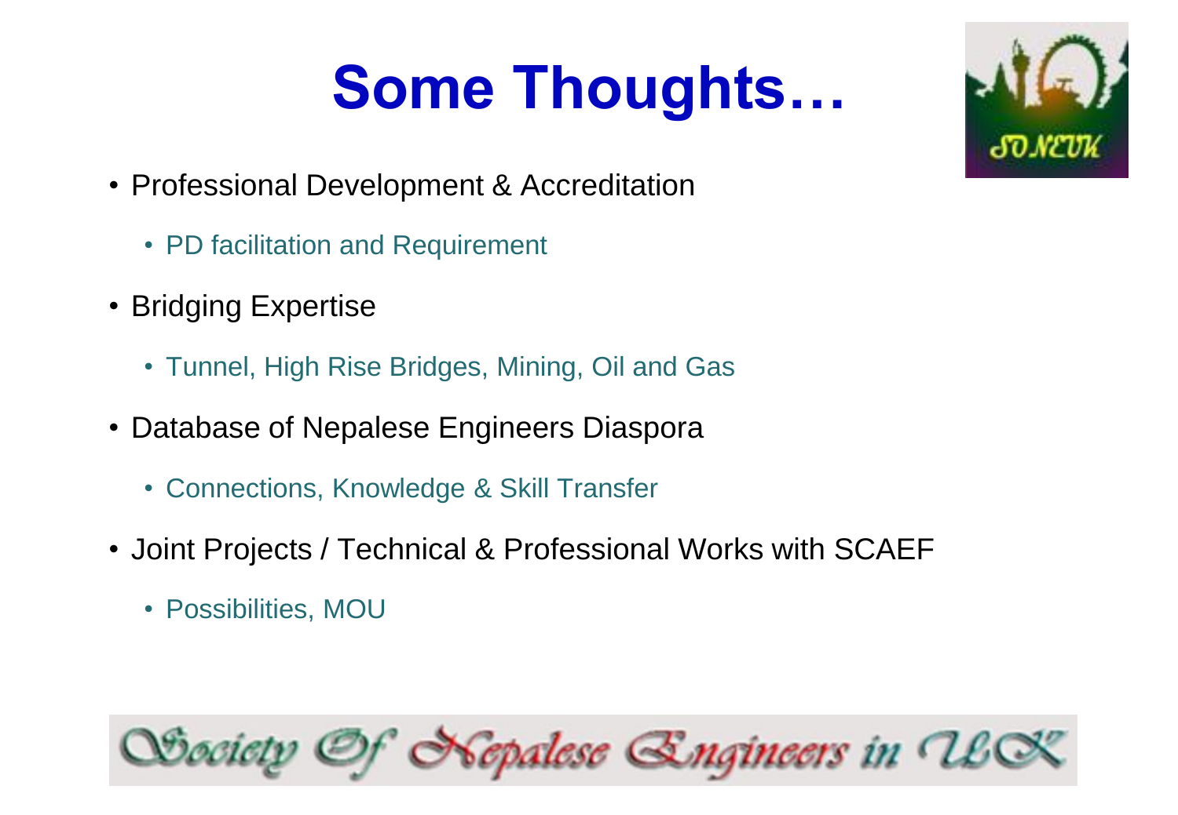# Some Thoughts…

- Professional Development & Accreditation
  - PD facilitation and Requirement
- Bridging Expertise
  - Tunnel, High Rise Bridges, Mining, Oil and Gas
- Database of Nepalese Engineers Diaspora
  - Connections, Knowledge & Skill Transfer
- Joint Projects / Technical & Professional Works with SCAEF
  - Possibilities, MOU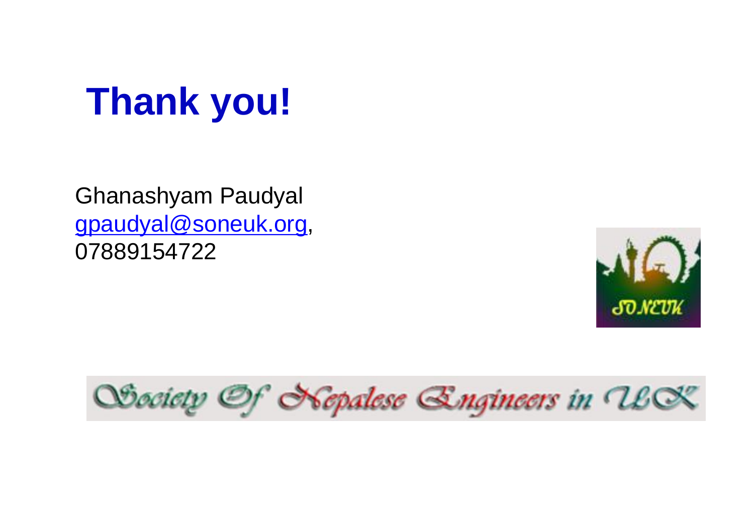# Thank you!

Ghanashyam Paudyal
gpaudyal@soneuk.org,
07889154722

Society Of Nepalese Engineers in UK